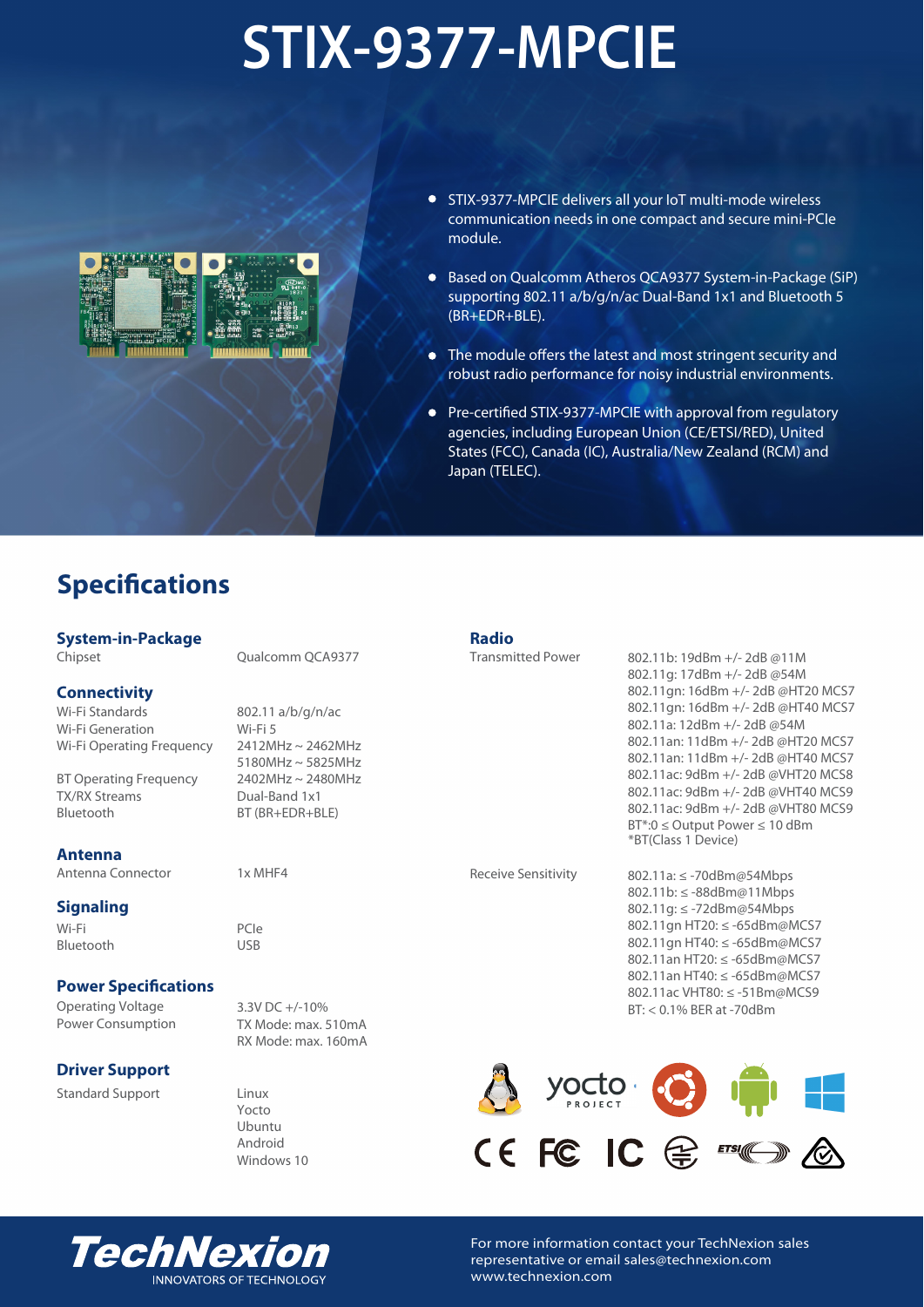# STIX-9377-MPCIE

- STIX-9377-MPCIE delivers all your IoT multi-mode wireless communication needs in one compact and secure mini-PCIe module.
- Based on Qualcomm Atheros QCA9377 System-in-Package (SiP) supporting 802.11 a/b/g/n/ac Dual-Band 1x1 and Bluetooth 5 (BR+EDR+BLE).
- The module offers the latest and most stringent security and robust radio performance for noisy industrial environments.
- Pre-certified STIX-9377-MPCIE with approval from regulatory agencies, including European Union (CE/ETSI/RED), United States (FCC), Canada (IC), Australia/New Zealand (RCM) and Japan (TELEC).

## Specifications

### System-in-Package

| | |
|---|---|
| Chipset | Qualcomm QCA9377 |

### Connectivity

| | |
|---|---|
| Wi-Fi Standards | 802.11 a/b/g/n/ac |
| Wi-Fi Generation | Wi-Fi 5 |
| Wi-Fi Operating Frequency | 2412MHz ~ 2462MHz<br>5180MHz ~ 5825MHz |
| BT Operating Frequency | 2402MHz ~ 2480MHz |
| TX/RX Streams | Dual-Band 1x1 |
| Bluetooth | BT (BR+EDR+BLE) |

### Antenna

| | |
|---|---|
| Antenna Connector | 1x MHF4 |

### Signaling

| | |
|---|---|
| Wi-Fi | PCIe |
| Bluetooth | USB |

### Power Specifications

| | |
|---|---|
| Operating Voltage | 3.3V DC +/-10% |
| Power Consumption | TX Mode: max. 510mA<br>RX Mode: max. 160mA |

### Driver Support

| | |
|---|---|
| Standard Support | Linux<br>Yocto<br>Ubuntu<br>Android<br>Windows 10 |

### Radio

| | |
|---|---|
| Transmitted Power | 802.11b: 19dBm +/- 2dB @11M<br>802.11g: 17dBm +/- 2dB @54M<br>802.11gn: 16dBm +/- 2dB @HT20 MCS7<br>802.11gn: 16dBm +/- 2dB @HT40 MCS7<br>802.11a: 12dBm +/- 2dB @54M<br>802.11an: 11dBm +/- 2dB @HT20 MCS7<br>802.11an: 11dBm +/- 2dB @HT40 MCS7<br>802.11ac: 9dBm +/- 2dB @VHT20 MCS8<br>802.11ac: 9dBm +/- 2dB @VHT40 MCS9<br>802.11ac: 9dBm +/- 2dB @VHT80 MCS9<br>BT*:0 ≤ Output Power ≤ 10 dBm<br>*BT(Class 1 Device) |
| Receive Sensitivity | 802.11a: ≤ -70dBm@54Mbps<br>802.11b: ≤ -88dBm@11Mbps<br>802.11g: ≤ -72dBm@54Mbps<br>802.11gn HT20: ≤ -65dBm@MCS7<br>802.11gn HT40: ≤ -65dBm@MCS7<br>802.11an HT20: ≤ -65dBm@MCS7<br>802.11an HT40: ≤ -65dBm@MCS7<br>802.11ac VHT80: ≤ -51Bm@MCS9<br>BT: < 0.1% BER at -70dBm |

TechNexion — INNOVATORS OF TECHNOLOGY

For more information contact your TechNexion sales representative or email sales@technexion.com
www.technexion.com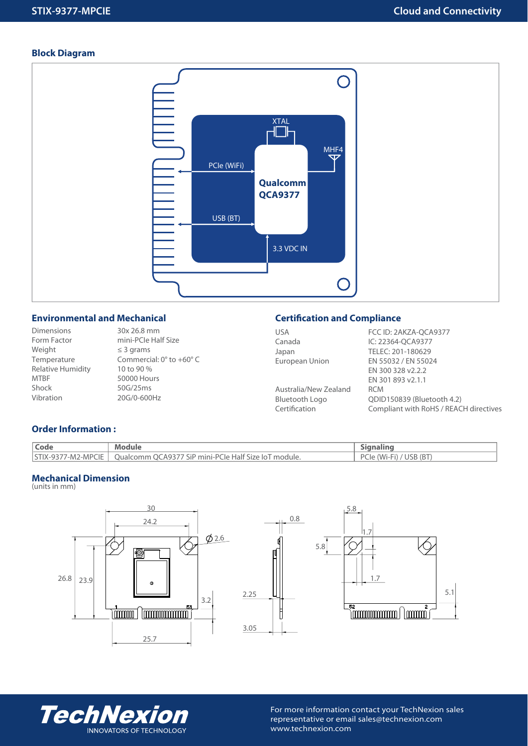## Block Diagram

XTAL

MHF4

PCIe (WiFi)

Qualcomm QCA9377

USB (BT)

3.3 VDC IN

## Environmental and Mechanical

| | |
|---|---|
| Dimensions | 30x 26.8 mm |
| Form Factor | mini-PCIe Half Size |
| Weight | ≤ 3 grams |
| Temperature | Commercial: 0° to +60° C |
| Relative Humidity | 10 to 90 % |
| MTBF | 50000 Hours |
| Shock | 50G/25ms |
| Vibration | 20G/0-600Hz |

## Certification and Compliance

| | |
|---|---|
| USA | FCC ID: 2AKZA-QCA9377 |
| Canada | IC: 22364-QCA9377 |
| Japan | TELEC: 201-180629 |
| European Union | EN 55032 / EN 55024<br>EN 300 328 v2.2.2<br>EN 301 893 v2.1.1 |
| Australia/New Zealand | RCM |
| Bluetooth Logo | QDID150839 (Bluetooth 4.2) |
| Certification | Compliant with RoHS / REACH directives |

## Order Information :

| Code | Module | Signaling |
|---|---|---|
| STIX-9377-M2-MPCIE | Qualcomm QCA9377 SiP mini-PCIe Half Size IoT module. | PCIe (Wi-Fi) / USB (BT) |

## Mechanical Dimension

(units in mm)

30, 24.2, Ø2.6, 26.8, 23.9, 3.2, 25.7, 1, 51, 0.8, 2.25, 3.05, 5.8, 5.8, 1.7, 1.7, 5.1, 52, 2

For more information contact your TechNexion sales representative or email sales@technexion.com
www.technexion.com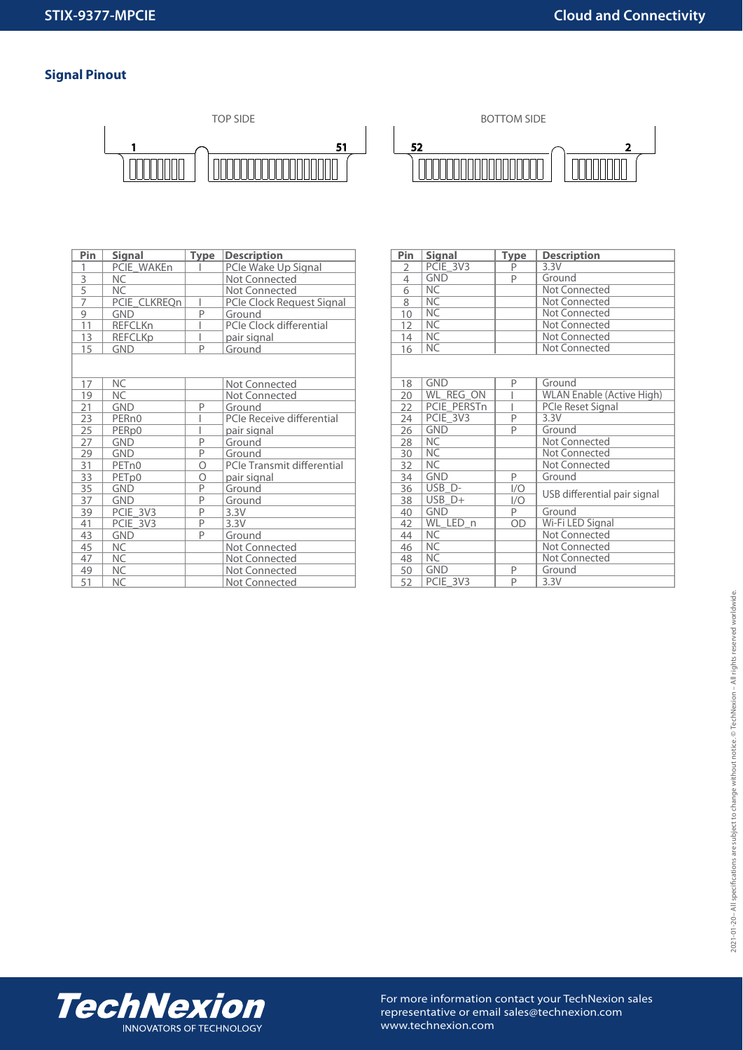## Signal Pinout

TOP SIDE

1 51

BOTTOM SIDE

52 2

| Pin | Signal | Type | Description |
|---|---|---|---|
| 1 | PCIE_WAKEn | I | PCIe Wake Up Signal |
| 3 | NC | | Not Connected |
| 5 | NC | | Not Connected |
| 7 | PCIE_CLKREQn | I | PCIe Clock Request Signal |
| 9 | GND | P | Ground |
| 11 | REFCLKn | I | PCIe Clock differential |
| 13 | REFCLKp | I | pair signal |
| 15 | GND | P | Ground |
| | | | |
| 17 | NC | | Not Connected |
| 19 | NC | | Not Connected |
| 21 | GND | P | Ground |
| 23 | PERn0 | I | PCIe Receive differential |
| 25 | PERp0 | I | pair signal |
| 27 | GND | P | Ground |
| 29 | GND | P | Ground |
| 31 | PETn0 | O | PCIe Transmit differential |
| 33 | PETp0 | O | pair signal |
| 35 | GND | P | Ground |
| 37 | GND | P | Ground |
| 39 | PCIE_3V3 | P | 3.3V |
| 41 | PCIE_3V3 | P | 3.3V |
| 43 | GND | P | Ground |
| 45 | NC | | Not Connected |
| 47 | NC | | Not Connected |
| 49 | NC | | Not Connected |
| 51 | NC | | Not Connected |

| Pin | Signal | Type | Description |
|---|---|---|---|
| 2 | PCIE_3V3 | P | 3.3V |
| 4 | GND | P | Ground |
| 6 | NC | | Not Connected |
| 8 | NC | | Not Connected |
| 10 | NC | | Not Connected |
| 12 | NC | | Not Connected |
| 14 | NC | | Not Connected |
| 16 | NC | | Not Connected |
| | | | |
| 18 | GND | P | Ground |
| 20 | WL_REG_ON | I | WLAN Enable (Active High) |
| 22 | PCIE_PERSTn | I | PCIe Reset Signal |
| 24 | PCIE_3V3 | P | 3.3V |
| 26 | GND | P | Ground |
| 28 | NC | | Not Connected |
| 30 | NC | | Not Connected |
| 32 | NC | | Not Connected |
| 34 | GND | P | Ground |
| 36 | USB_D- | I/O | USB differential pair signal |
| 38 | USB_D+ | I/O | |
| 40 | GND | P | Ground |
| 42 | WL_LED_n | OD | Wi-Fi LED Signal |
| 44 | NC | | Not Connected |
| 46 | NC | | Not Connected |
| 48 | NC | | Not Connected |
| 50 | GND | P | Ground |
| 52 | PCIE_3V3 | P | 3.3V |

2021-01-20– All specifications are subject to change without notice. © TechNexion – All rights reserved worldwide.

TechNexion
INNOVATORS OF TECHNOLOGY

For more information contact your TechNexion sales representative or email sales@technexion.com
www.technexion.com